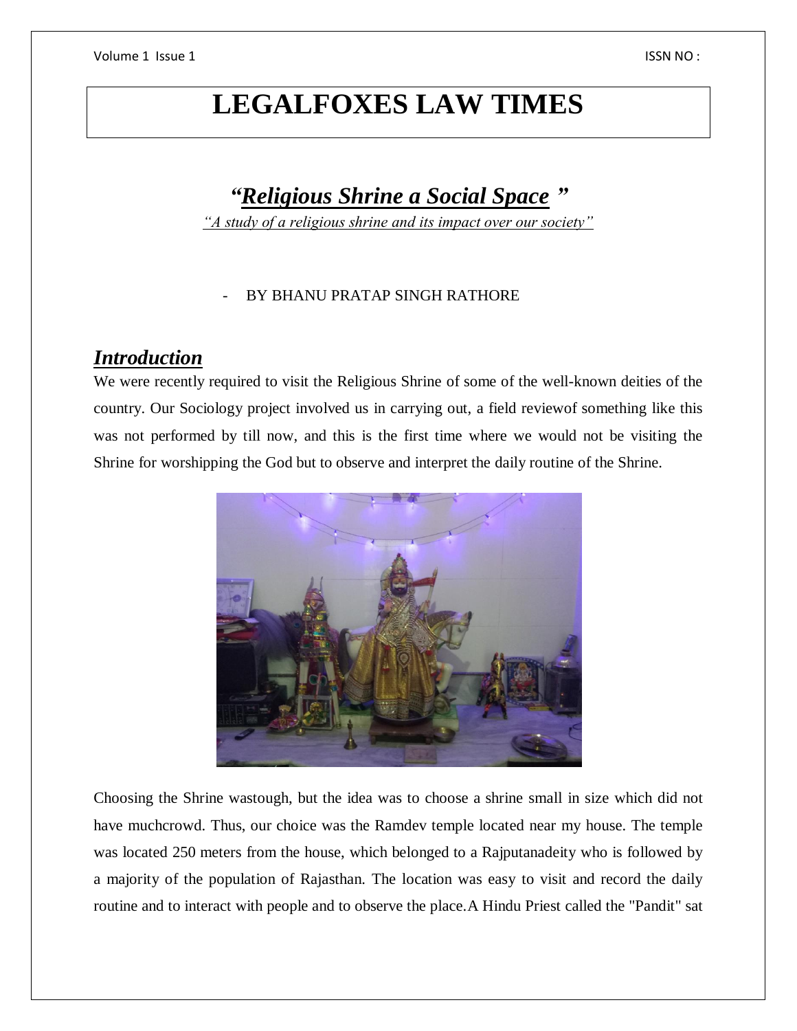# LEGALFOXES LAW TIMES

## *"Religious Shrine a Social Space"*

*"A study of a religious shrine and its impact over our society"*

- BY BHANU PRATAP SINGH RATHORE

## *Introduction*

We were recently required to visit the Religious Shrine of some of the well-known deities of the country. Our Sociology project involved us in carrying out, a field reviewof something like this was not performed by till now, and this is the first time where we would not be visiting the Shrine for worshipping the God but to observe and interpret the daily routine of the Shrine.

Choosing the Shrine wastough, but the idea was to choose a shrine small in size which did not have muchcrowd. Thus, our choice was the Ramdev temple located near my house. The temple was located 250 meters from the house, which belonged to a Rajputanadeity who is followed by a majority of the population of Rajasthan. The location was easy to visit and record the daily routine and to interact with people and to observe the place.A Hindu Priest called the "Pandit" sat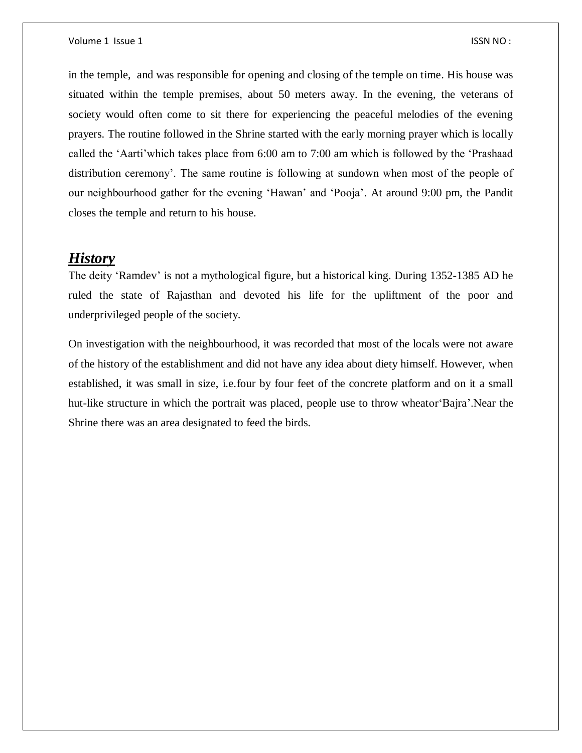in the temple, and was responsible for opening and closing of the temple on time. His house was situated within the temple premises, about 50 meters away. In the evening, the veterans of society would often come to sit there for experiencing the peaceful melodies of the evening prayers. The routine followed in the Shrine started with the early morning prayer which is locally called the 'Aarti'which takes place from 6:00 am to 7:00 am which is followed by the 'Prashaad distribution ceremony'. The same routine is following at sundown when most of the people of our neighbourhood gather for the evening 'Hawan' and 'Pooja'. At around 9:00 pm, the Pandit closes the temple and return to his house.

## ***History***

The deity 'Ramdev' is not a mythological figure, but a historical king. During 1352-1385 AD he ruled the state of Rajasthan and devoted his life for the upliftment of the poor and underprivileged people of the society.

On investigation with the neighbourhood, it was recorded that most of the locals were not aware of the history of the establishment and did not have any idea about diety himself. However, when established, it was small in size, i.e.four by four feet of the concrete platform and on it a small hut-like structure in which the portrait was placed, people use to throw wheator'Bajra'.Near the Shrine there was an area designated to feed the birds.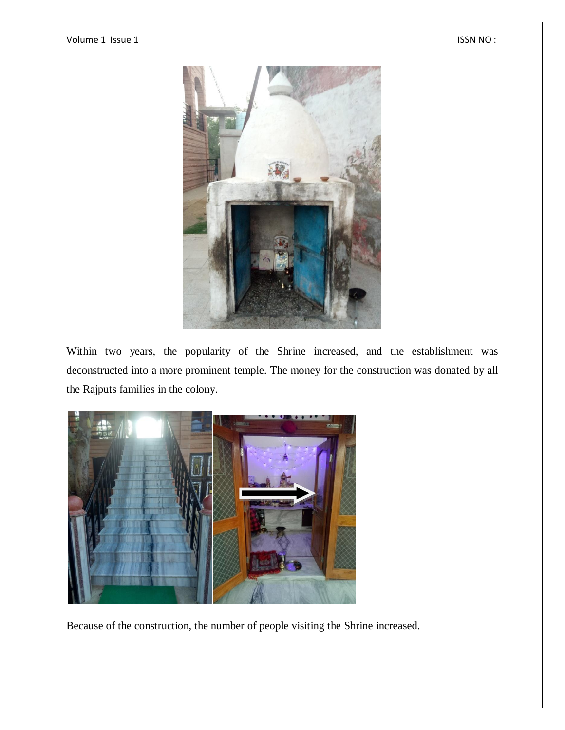Within two years, the popularity of the Shrine increased, and the establishment was deconstructed into a more prominent temple. The money for the construction was donated by all the Rajputs families in the colony.

Because of the construction, the number of people visiting the Shrine increased.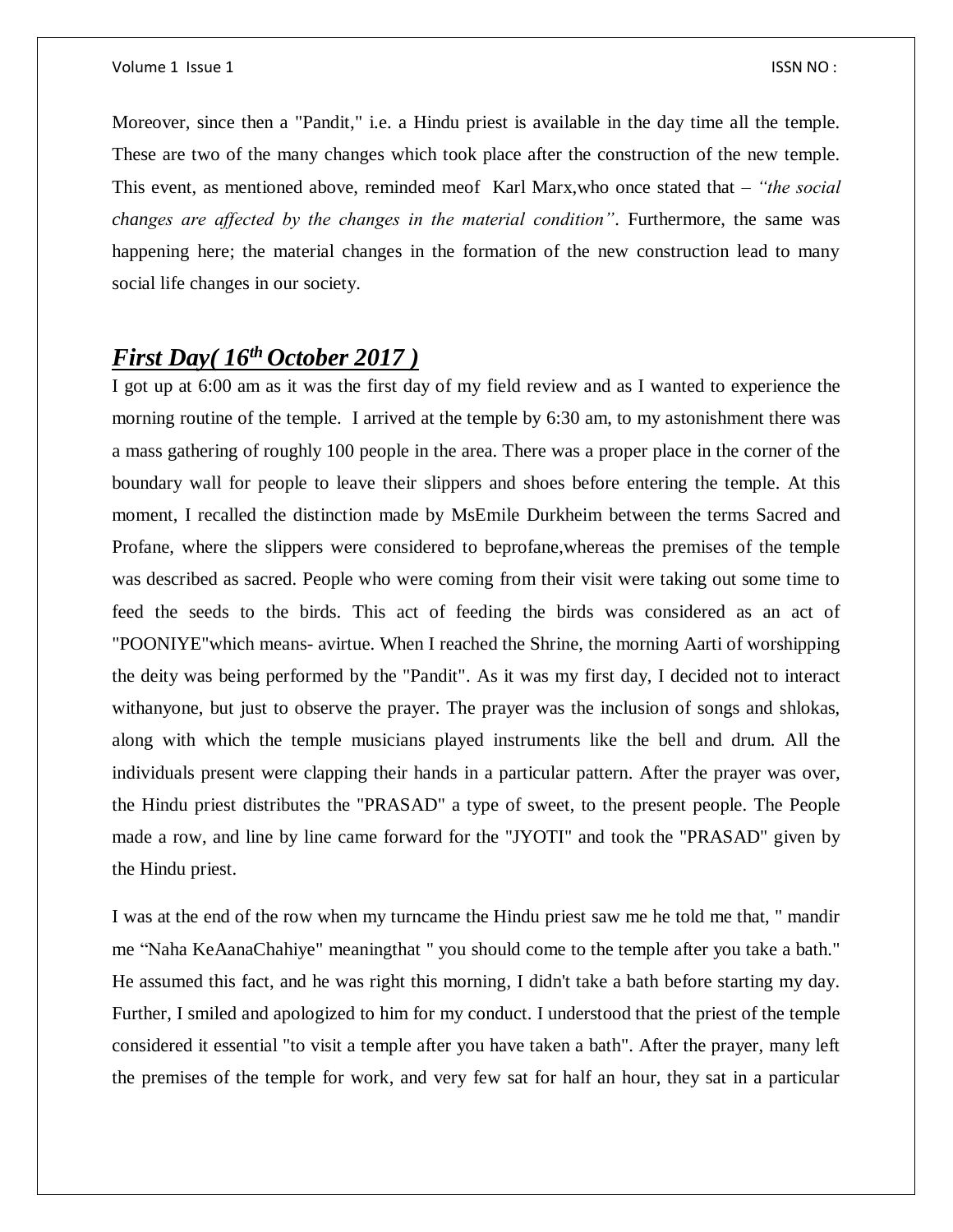Moreover, since then a "Pandit," i.e. a Hindu priest is available in the day time all the temple. These are two of the many changes which took place after the construction of the new temple. This event, as mentioned above, reminded meof Karl Marx,who once stated that – *"the social changes are affected by the changes in the material condition"*. Furthermore, the same was happening here; the material changes in the formation of the new construction lead to many social life changes in our society.

## ***First Day( 16th October 2017 )***

I got up at 6:00 am as it was the first day of my field review and as I wanted to experience the morning routine of the temple. I arrived at the temple by 6:30 am, to my astonishment there was a mass gathering of roughly 100 people in the area. There was a proper place in the corner of the boundary wall for people to leave their slippers and shoes before entering the temple. At this moment, I recalled the distinction made by MsEmile Durkheim between the terms Sacred and Profane, where the slippers were considered to beprofane,whereas the premises of the temple was described as sacred. People who were coming from their visit were taking out some time to feed the seeds to the birds. This act of feeding the birds was considered as an act of "POONIYE"which means- avirtue. When I reached the Shrine, the morning Aarti of worshipping the deity was being performed by the "Pandit". As it was my first day, I decided not to interact withanyone, but just to observe the prayer. The prayer was the inclusion of songs and shlokas, along with which the temple musicians played instruments like the bell and drum. All the individuals present were clapping their hands in a particular pattern. After the prayer was over, the Hindu priest distributes the "PRASAD" a type of sweet, to the present people. The People made a row, and line by line came forward for the "JYOTI" and took the "PRASAD" given by the Hindu priest.

I was at the end of the row when my turncame the Hindu priest saw me he told me that, " mandir me "Naha KeAanaChahiye" meaningthat " you should come to the temple after you take a bath." He assumed this fact, and he was right this morning, I didn't take a bath before starting my day. Further, I smiled and apologized to him for my conduct. I understood that the priest of the temple considered it essential "to visit a temple after you have taken a bath". After the prayer, many left the premises of the temple for work, and very few sat for half an hour, they sat in a particular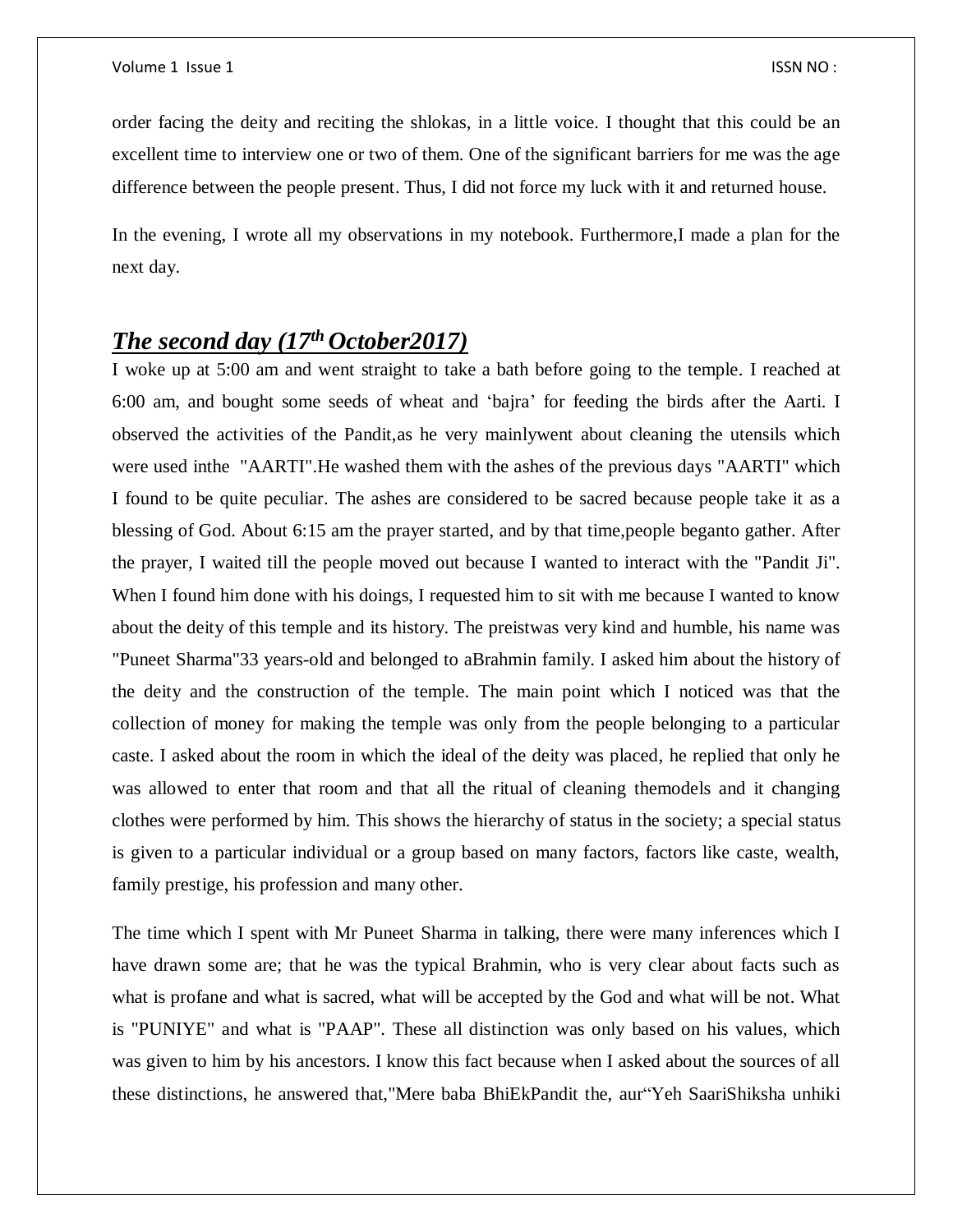order facing the deity and reciting the shlokas, in a little voice. I thought that this could be an excellent time to interview one or two of them. One of the significant barriers for me was the age difference between the people present. Thus, I did not force my luck with it and returned house.

In the evening, I wrote all my observations in my notebook. Furthermore,I made a plan for the next day.

## ***The second day (17th October2017)***

I woke up at 5:00 am and went straight to take a bath before going to the temple. I reached at 6:00 am, and bought some seeds of wheat and 'bajra' for feeding the birds after the Aarti. I observed the activities of the Pandit,as he very mainlywent about cleaning the utensils which were used inthe "AARTI".He washed them with the ashes of the previous days "AARTI" which I found to be quite peculiar. The ashes are considered to be sacred because people take it as a blessing of God. About 6:15 am the prayer started, and by that time,people beganto gather. After the prayer, I waited till the people moved out because I wanted to interact with the "Pandit Ji". When I found him done with his doings, I requested him to sit with me because I wanted to know about the deity of this temple and its history. The preistwas very kind and humble, his name was "Puneet Sharma"33 years-old and belonged to aBrahmin family. I asked him about the history of the deity and the construction of the temple. The main point which I noticed was that the collection of money for making the temple was only from the people belonging to a particular caste. I asked about the room in which the ideal of the deity was placed, he replied that only he was allowed to enter that room and that all the ritual of cleaning themodels and it changing clothes were performed by him. This shows the hierarchy of status in the society; a special status is given to a particular individual or a group based on many factors, factors like caste, wealth, family prestige, his profession and many other.

The time which I spent with Mr Puneet Sharma in talking, there were many inferences which I have drawn some are; that he was the typical Brahmin, who is very clear about facts such as what is profane and what is sacred, what will be accepted by the God and what will be not. What is "PUNIYE" and what is "PAAP". These all distinction was only based on his values, which was given to him by his ancestors. I know this fact because when I asked about the sources of all these distinctions, he answered that,"Mere baba BhiEkPandit the, aur"Yeh SaariShiksha unhiki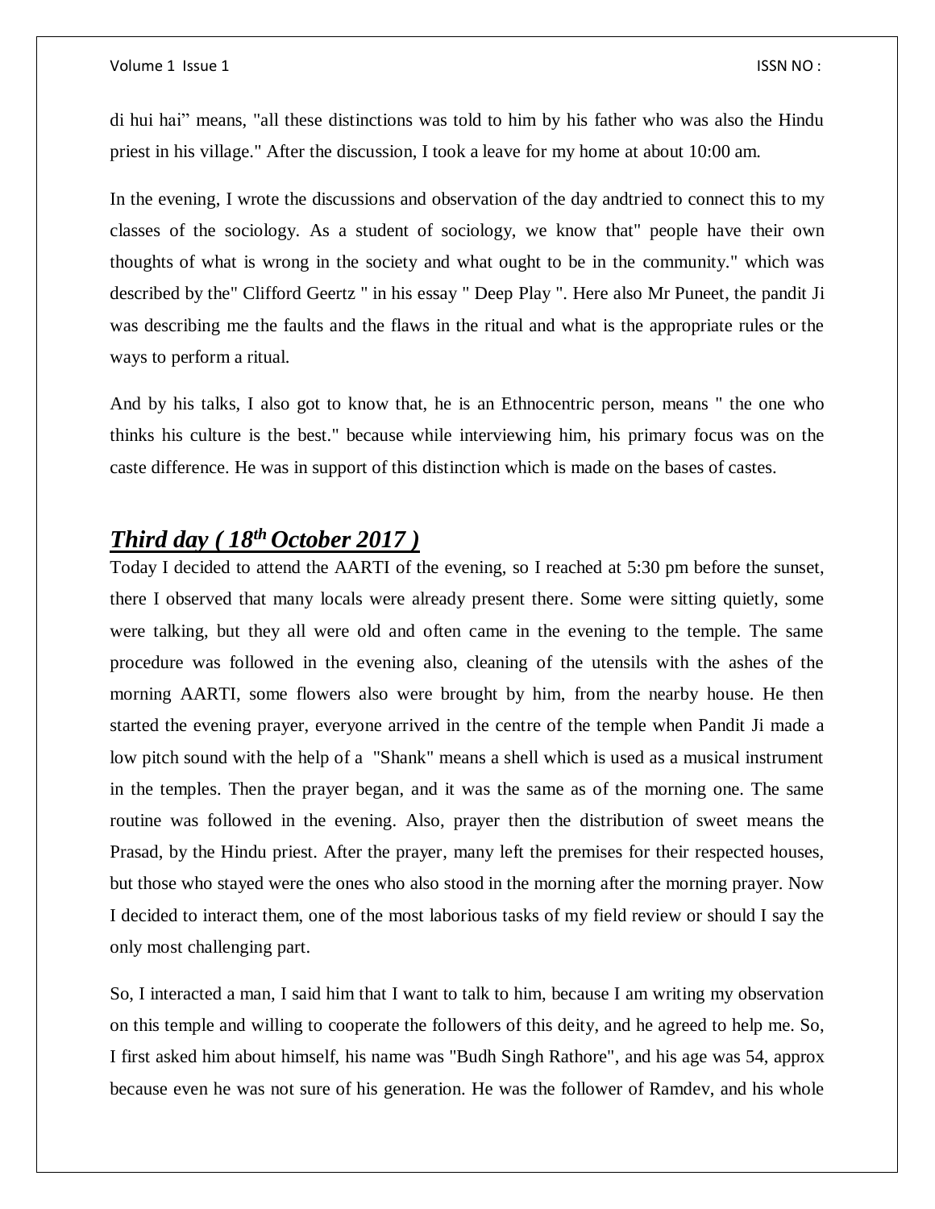di hui hai" means, "all these distinctions was told to him by his father who was also the Hindu priest in his village." After the discussion, I took a leave for my home at about 10:00 am.

In the evening, I wrote the discussions and observation of the day andtried to connect this to my classes of the sociology. As a student of sociology, we know that" people have their own thoughts of what is wrong in the society and what ought to be in the community." which was described by the" Clifford Geertz " in his essay " Deep Play ". Here also Mr Puneet, the pandit Ji was describing me the faults and the flaws in the ritual and what is the appropriate rules or the ways to perform a ritual.

And by his talks, I also got to know that, he is an Ethnocentric person, means " the one who thinks his culture is the best." because while interviewing him, his primary focus was on the caste difference. He was in support of this distinction which is made on the bases of castes.

## ***Third day ( 18th October 2017 )***

Today I decided to attend the AARTI of the evening, so I reached at 5:30 pm before the sunset, there I observed that many locals were already present there. Some were sitting quietly, some were talking, but they all were old and often came in the evening to the temple. The same procedure was followed in the evening also, cleaning of the utensils with the ashes of the morning AARTI, some flowers also were brought by him, from the nearby house. He then started the evening prayer, everyone arrived in the centre of the temple when Pandit Ji made a low pitch sound with the help of a "Shank" means a shell which is used as a musical instrument in the temples. Then the prayer began, and it was the same as of the morning one. The same routine was followed in the evening. Also, prayer then the distribution of sweet means the Prasad, by the Hindu priest. After the prayer, many left the premises for their respected houses, but those who stayed were the ones who also stood in the morning after the morning prayer. Now I decided to interact them, one of the most laborious tasks of my field review or should I say the only most challenging part.

So, I interacted a man, I said him that I want to talk to him, because I am writing my observation on this temple and willing to cooperate the followers of this deity, and he agreed to help me. So, I first asked him about himself, his name was "Budh Singh Rathore", and his age was 54, approx because even he was not sure of his generation. He was the follower of Ramdev, and his whole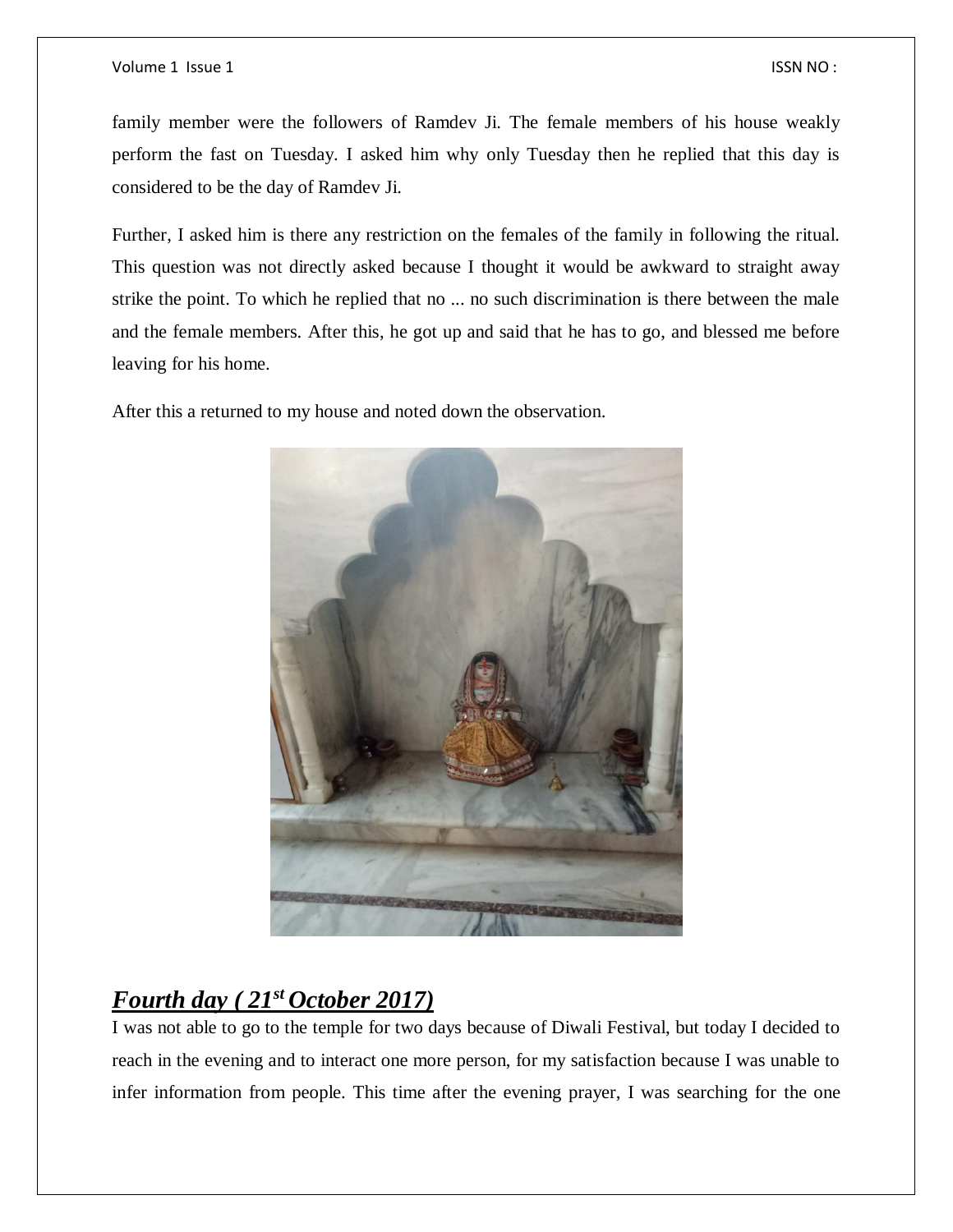family member were the followers of Ramdev Ji. The female members of his house weakly perform the fast on Tuesday. I asked him why only Tuesday then he replied that this day is considered to be the day of Ramdev Ji.

Further, I asked him is there any restriction on the females of the family in following the ritual. This question was not directly asked because I thought it would be awkward to straight away strike the point. To which he replied that no ... no such discrimination is there between the male and the female members. After this, he got up and said that he has to go, and blessed me before leaving for his home.

After this a returned to my house and noted down the observation.

## ***Fourth day ( 21st October 2017)***

I was not able to go to the temple for two days because of Diwali Festival, but today I decided to reach in the evening and to interact one more person, for my satisfaction because I was unable to infer information from people. This time after the evening prayer, I was searching for the one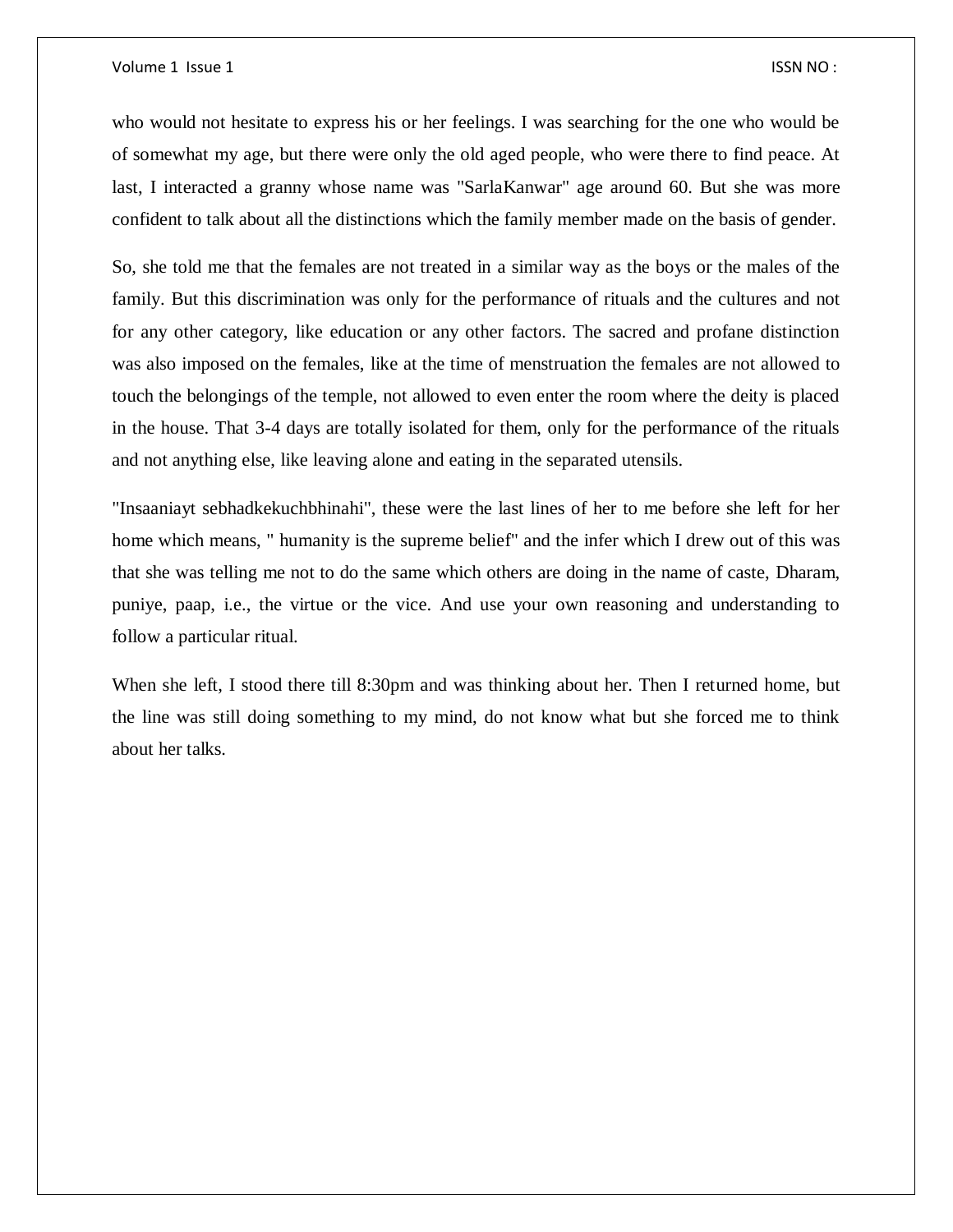who would not hesitate to express his or her feelings. I was searching for the one who would be of somewhat my age, but there were only the old aged people, who were there to find peace. At last, I interacted a granny whose name was "SarlaKanwar" age around 60. But she was more confident to talk about all the distinctions which the family member made on the basis of gender.

So, she told me that the females are not treated in a similar way as the boys or the males of the family. But this discrimination was only for the performance of rituals and the cultures and not for any other category, like education or any other factors. The sacred and profane distinction was also imposed on the females, like at the time of menstruation the females are not allowed to touch the belongings of the temple, not allowed to even enter the room where the deity is placed in the house. That 3-4 days are totally isolated for them, only for the performance of the rituals and not anything else, like leaving alone and eating in the separated utensils.

"Insaaniayt sebhadkekuchbhinahi", these were the last lines of her to me before she left for her home which means, " humanity is the supreme belief" and the infer which I drew out of this was that she was telling me not to do the same which others are doing in the name of caste, Dharam, puniye, paap, i.e., the virtue or the vice. And use your own reasoning and understanding to follow a particular ritual.

When she left, I stood there till 8:30pm and was thinking about her. Then I returned home, but the line was still doing something to my mind, do not know what but she forced me to think about her talks.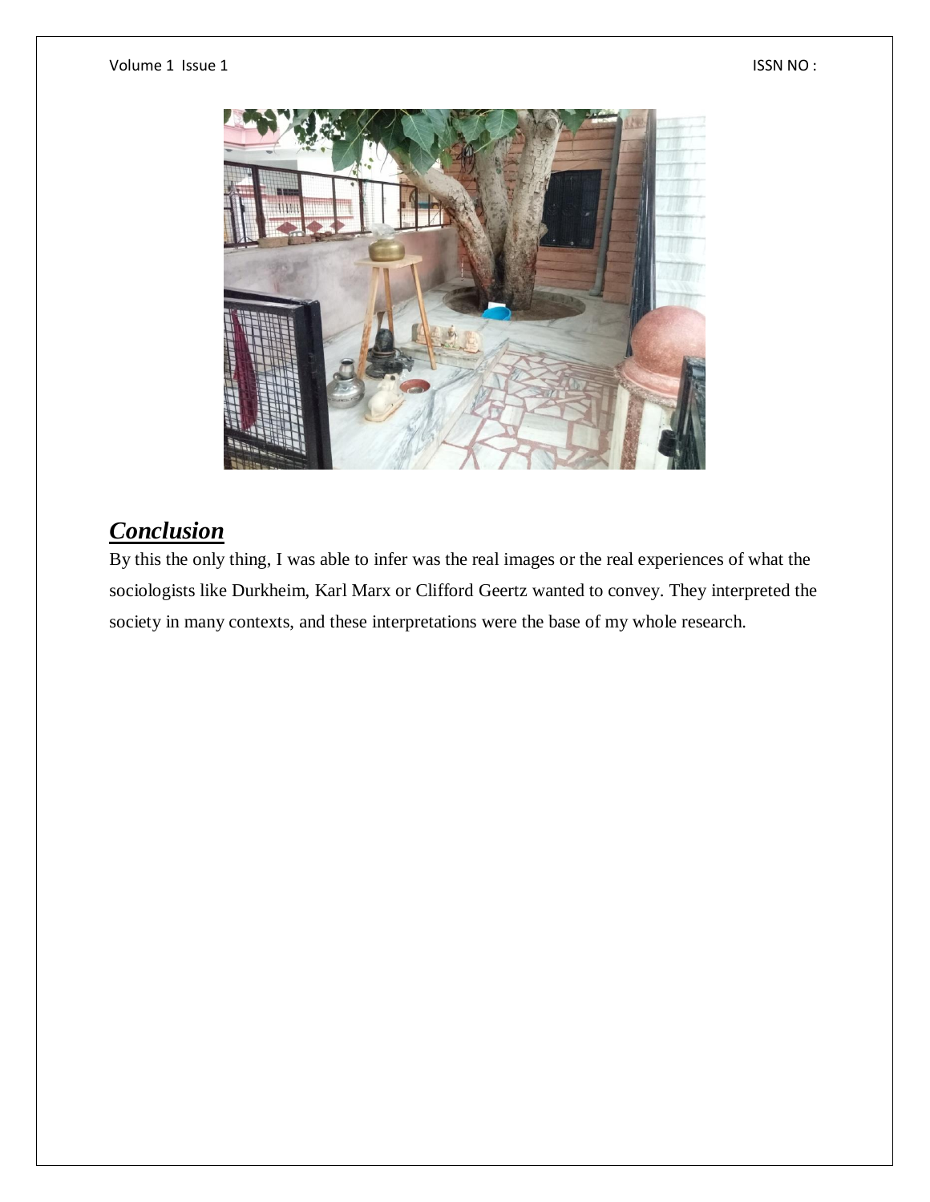## ***Conclusion***

By this the only thing, I was able to infer was the real images or the real experiences of what the sociologists like Durkheim, Karl Marx or Clifford Geertz wanted to convey. They interpreted the society in many contexts, and these interpretations were the base of my whole research.